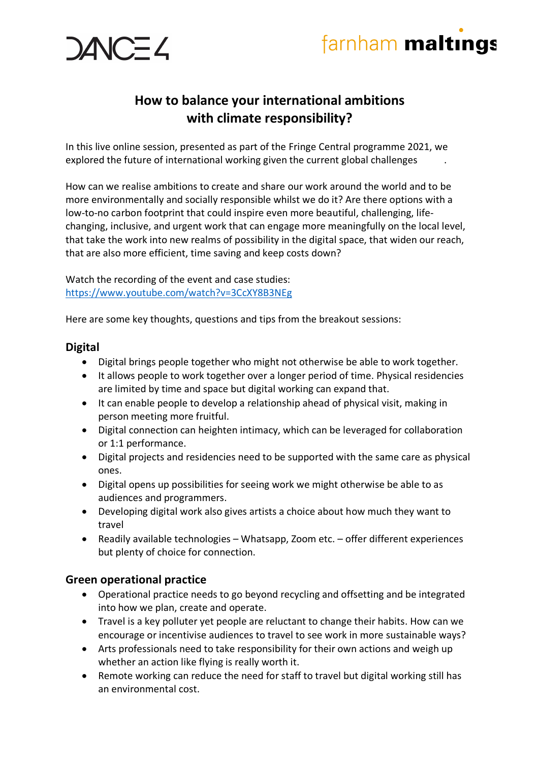# How to balance your international ambitions with climate responsibility?

In this live online session, presented as part of the Fringe Central programme 2021, we explored the future of international working given the current global challenges .

How can we realise ambitions to create and share our work around the world and to be more environmentally and socially responsible whilst we do it? Are there options with a low-to-no carbon footprint that could inspire even more beautiful, challenging, life-changing, inclusive, and urgent work that can engage more meaningfully on the local level, that take the work into new realms of possibility in the digital space, that widen our reach, that are also more efficient, time saving and keep costs down?

Watch the recording of the event and case studies:
https://www.youtube.com/watch?v=3CcXY8B3NEg

Here are some key thoughts, questions and tips from the breakout sessions:

## Digital

- Digital brings people together who might not otherwise be able to work together.
- It allows people to work together over a longer period of time. Physical residencies are limited by time and space but digital working can expand that.
- It can enable people to develop a relationship ahead of physical visit, making in person meeting more fruitful.
- Digital connection can heighten intimacy, which can be leveraged for collaboration or 1:1 performance.
- Digital projects and residencies need to be supported with the same care as physical ones.
- Digital opens up possibilities for seeing work we might otherwise be able to as audiences and programmers.
- Developing digital work also gives artists a choice about how much they want to travel
- Readily available technologies – Whatsapp, Zoom etc. – offer different experiences but plenty of choice for connection.

## Green operational practice

- Operational practice needs to go beyond recycling and offsetting and be integrated into how we plan, create and operate.
- Travel is a key polluter yet people are reluctant to change their habits. How can we encourage or incentivise audiences to travel to see work in more sustainable ways?
- Arts professionals need to take responsibility for their own actions and weigh up whether an action like flying is really worth it.
- Remote working can reduce the need for staff to travel but digital working still has an environmental cost.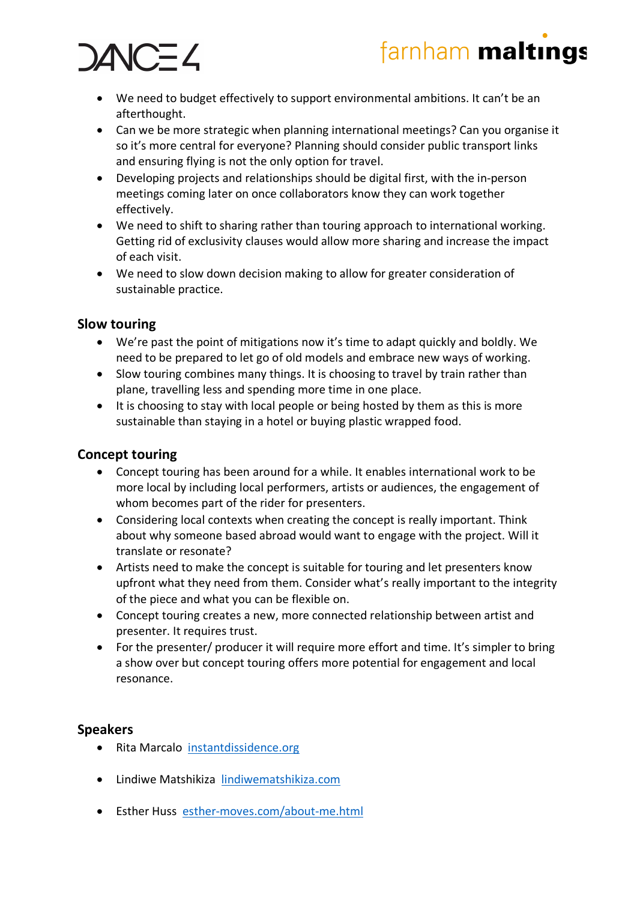- We need to budget effectively to support environmental ambitions. It can't be an afterthought.
- Can we be more strategic when planning international meetings? Can you organise it so it's more central for everyone? Planning should consider public transport links and ensuring flying is not the only option for travel.
- Developing projects and relationships should be digital first, with the in-person meetings coming later on once collaborators know they can work together effectively.
- We need to shift to sharing rather than touring approach to international working. Getting rid of exclusivity clauses would allow more sharing and increase the impact of each visit.
- We need to slow down decision making to allow for greater consideration of sustainable practice.

## Slow touring

- We're past the point of mitigations now it's time to adapt quickly and boldly. We need to be prepared to let go of old models and embrace new ways of working.
- Slow touring combines many things. It is choosing to travel by train rather than plane, travelling less and spending more time in one place.
- It is choosing to stay with local people or being hosted by them as this is more sustainable than staying in a hotel or buying plastic wrapped food.

## Concept touring

- Concept touring has been around for a while. It enables international work to be more local by including local performers, artists or audiences, the engagement of whom becomes part of the rider for presenters.
- Considering local contexts when creating the concept is really important. Think about why someone based abroad would want to engage with the project. Will it translate or resonate?
- Artists need to make the concept is suitable for touring and let presenters know upfront what they need from them. Consider what's really important to the integrity of the piece and what you can be flexible on.
- Concept touring creates a new, more connected relationship between artist and presenter. It requires trust.
- For the presenter/ producer it will require more effort and time. It's simpler to bring a show over but concept touring offers more potential for engagement and local resonance.

## Speakers

- Rita Marcalo [instantdissidence.org](instantdissidence.org)
- Lindiwe Matshikiza [lindiwematshikiza.com](lindiwematshikiza.com)
- Esther Huss [esther-moves.com/about-me.html](esther-moves.com/about-me.html)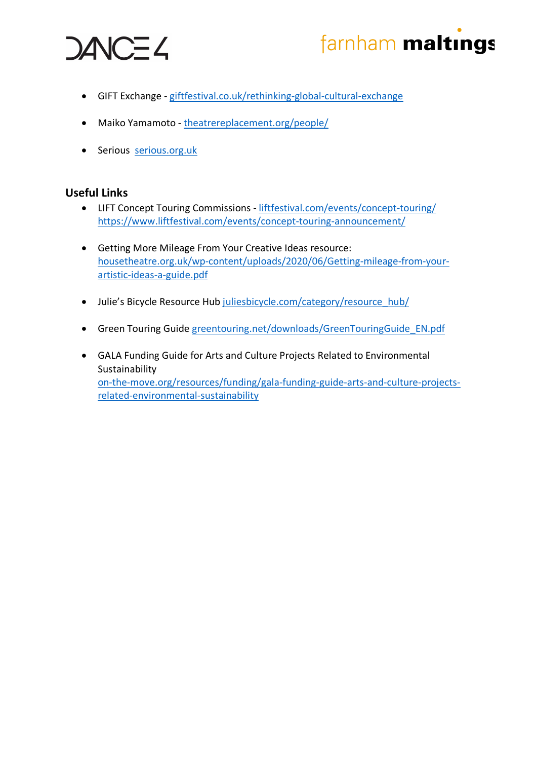- GIFT Exchange - giftfestival.co.uk/rethinking-global-cultural-exchange

- Maiko Yamamoto - theatrereplacement.org/people/

- Serious  serious.org.uk

## Useful Links

- LIFT Concept Touring Commissions - liftfestival.com/events/concept-touring/ https://www.liftfestival.com/events/concept-touring-announcement/

- Getting More Mileage From Your Creative Ideas resource: housetheatre.org.uk/wp-content/uploads/2020/06/Getting-mileage-from-your-artistic-ideas-a-guide.pdf

- Julie's Bicycle Resource Hub juliesbicycle.com/category/resource_hub/

- Green Touring Guide greentouring.net/downloads/GreenTouringGuide_EN.pdf

- GALA Funding Guide for Arts and Culture Projects Related to Environmental Sustainability on-the-move.org/resources/funding/gala-funding-guide-arts-and-culture-projects-related-environmental-sustainability